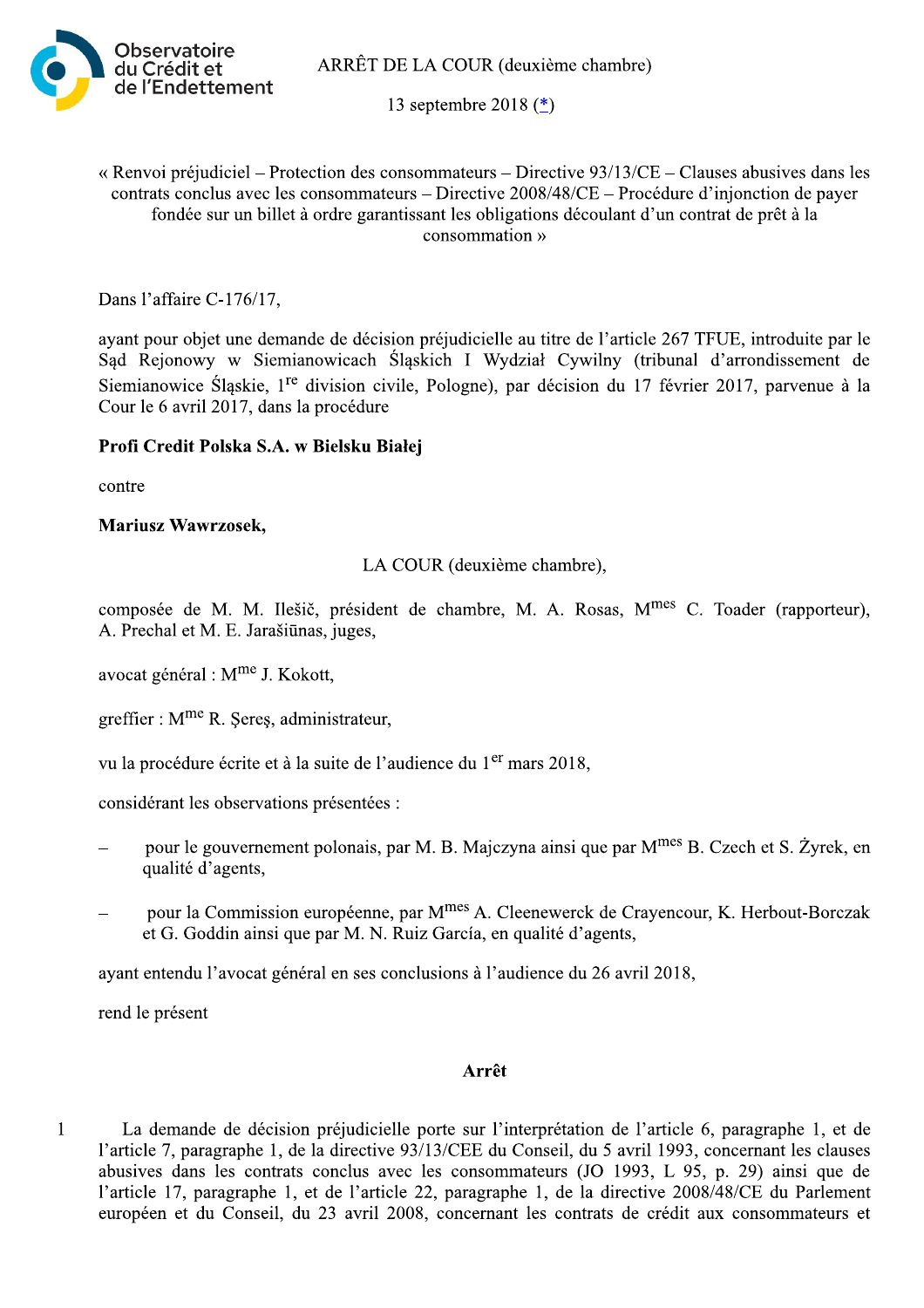ARRÊT DE LA COUR (deuxième chambre)

13 septembre 2018 ([*](#))

« Renvoi préjudiciel – Protection des consommateurs – Directive 93/13/CE – Clauses abusives dans les contrats conclus avec les consommateurs – Directive 2008/48/CE – Procédure d'injonction de payer fondée sur un billet à ordre garantissant les obligations découlant d'un contrat de prêt à la consommation »

Dans l'affaire C-176/17,

ayant pour objet une demande de décision préjudicielle au titre de l'article 267 TFUE, introduite par le Sąd Rejonowy w Siemianowicach Śląskich I Wydział Cywilny (tribunal d'arrondissement de Siemianowice Śląskie, 1re division civile, Pologne), par décision du 17 février 2017, parvenue à la Cour le 6 avril 2017, dans la procédure

**Profi Credit Polska S.A. w Bielsku Białej**

contre

**Mariusz Wawrzosek,**

LA COUR (deuxième chambre),

composée de M. M. Ilešič, président de chambre, M. A. Rosas, Mmes C. Toader (rapporteur), A. Prechal et M. E. Jarašiūnas, juges,

avocat général : Mme J. Kokott,

greffier : Mme R. Şereş, administrateur,

vu la procédure écrite et à la suite de l'audience du 1er mars 2018,

considérant les observations présentées :

– pour le gouvernement polonais, par M. B. Majczyna ainsi que par Mmes B. Czech et S. Żyrek, en qualité d'agents,

– pour la Commission européenne, par Mmes A. Cleenewerck de Crayencour, K. Herbout-Borczak et G. Goddin ainsi que par M. N. Ruiz García, en qualité d'agents,

ayant entendu l'avocat général en ses conclusions à l'audience du 26 avril 2018,

rend le présent

## Arrêt

1 La demande de décision préjudicielle porte sur l'interprétation de l'article 6, paragraphe 1, et de l'article 7, paragraphe 1, de la directive 93/13/CEE du Conseil, du 5 avril 1993, concernant les clauses abusives dans les contrats conclus avec les consommateurs (JO 1993, L 95, p. 29) ainsi que de l'article 17, paragraphe 1, et de l'article 22, paragraphe 1, de la directive 2008/48/CE du Parlement européen et du Conseil, du 23 avril 2008, concernant les contrats de crédit aux consommateurs et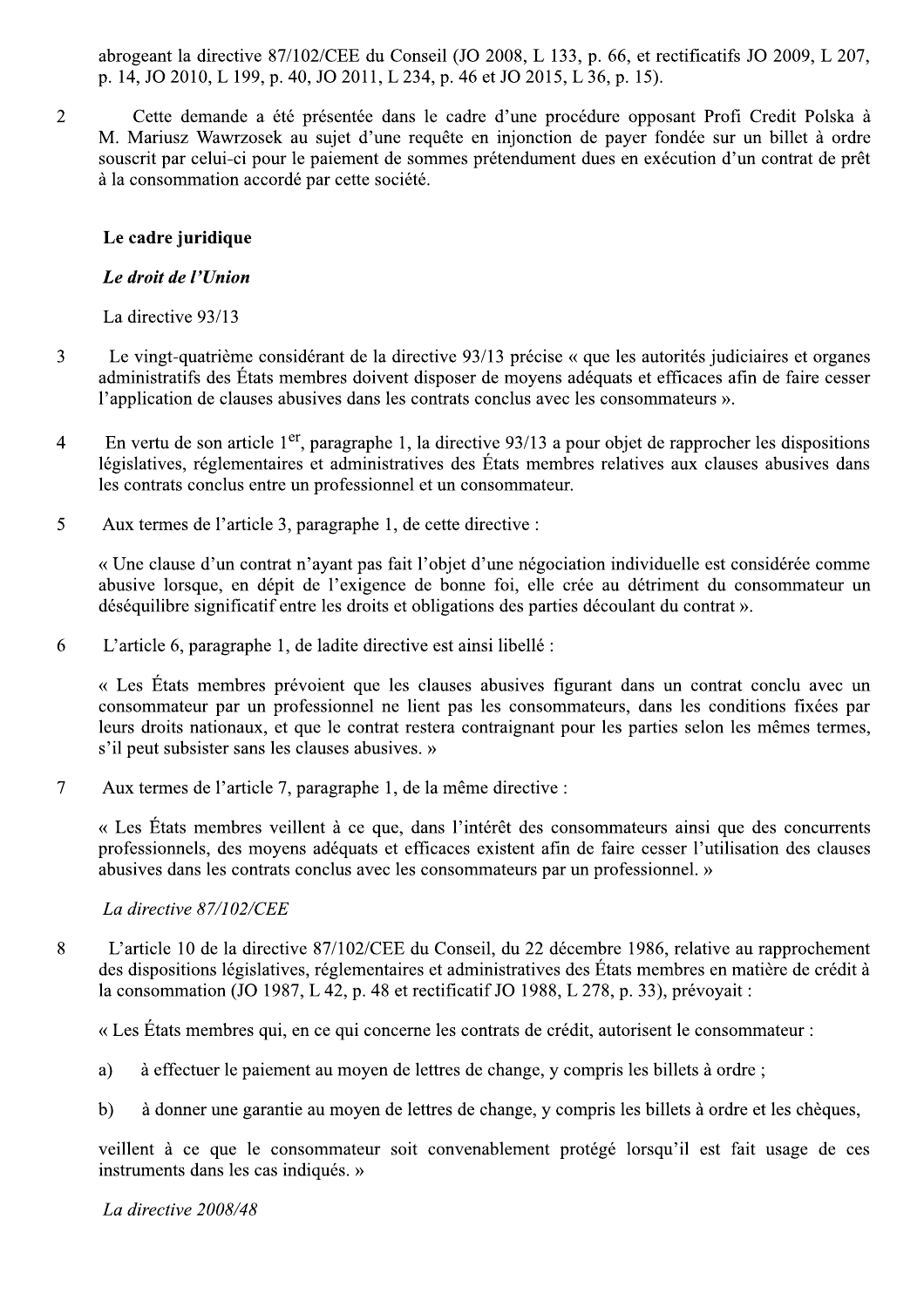abrogeant la directive 87/102/CEE du Conseil (JO 2008, L 133, p. 66, et rectificatifs JO 2009, L 207, p. 14, JO 2010, L 199, p. 40, JO 2011, L 234, p. 46 et JO 2015, L 36, p. 15).

2 Cette demande a été présentée dans le cadre d'une procédure opposant Profi Credit Polska à M. Mariusz Wawrzosek au sujet d'une requête en injonction de payer fondée sur un billet à ordre souscrit par celui-ci pour le paiement de sommes prétendument dues en exécution d'un contrat de prêt à la consommation accordé par cette société.

**Le cadre juridique**

***Le droit de l'Union***

La directive 93/13

3 Le vingt-quatrième considérant de la directive 93/13 précise « que les autorités judiciaires et organes administratifs des États membres doivent disposer de moyens adéquats et efficaces afin de faire cesser l'application de clauses abusives dans les contrats conclus avec les consommateurs ».

4 En vertu de son article 1er, paragraphe 1, la directive 93/13 a pour objet de rapprocher les dispositions législatives, réglementaires et administratives des États membres relatives aux clauses abusives dans les contrats conclus entre un professionnel et un consommateur.

5 Aux termes de l'article 3, paragraphe 1, de cette directive :

« Une clause d'un contrat n'ayant pas fait l'objet d'une négociation individuelle est considérée comme abusive lorsque, en dépit de l'exigence de bonne foi, elle crée au détriment du consommateur un déséquilibre significatif entre les droits et obligations des parties découlant du contrat ».

6 L'article 6, paragraphe 1, de ladite directive est ainsi libellé :

« Les États membres prévoient que les clauses abusives figurant dans un contrat conclu avec un consommateur par un professionnel ne lient pas les consommateurs, dans les conditions fixées par leurs droits nationaux, et que le contrat restera contraignant pour les parties selon les mêmes termes, s'il peut subsister sans les clauses abusives. »

7 Aux termes de l'article 7, paragraphe 1, de la même directive :

« Les États membres veillent à ce que, dans l'intérêt des consommateurs ainsi que des concurrents professionnels, des moyens adéquats et efficaces existent afin de faire cesser l'utilisation des clauses abusives dans les contrats conclus avec les consommateurs par un professionnel. »

*La directive 87/102/CEE*

8 L'article 10 de la directive 87/102/CEE du Conseil, du 22 décembre 1986, relative au rapprochement des dispositions législatives, réglementaires et administratives des États membres en matière de crédit à la consommation (JO 1987, L 42, p. 48 et rectificatif JO 1988, L 278, p. 33), prévoyait :

« Les États membres qui, en ce qui concerne les contrats de crédit, autorisent le consommateur :

a) à effectuer le paiement au moyen de lettres de change, y compris les billets à ordre ;

b) à donner une garantie au moyen de lettres de change, y compris les billets à ordre et les chèques,

veillent à ce que le consommateur soit convenablement protégé lorsqu'il est fait usage de ces instruments dans les cas indiqués. »

*La directive 2008/48*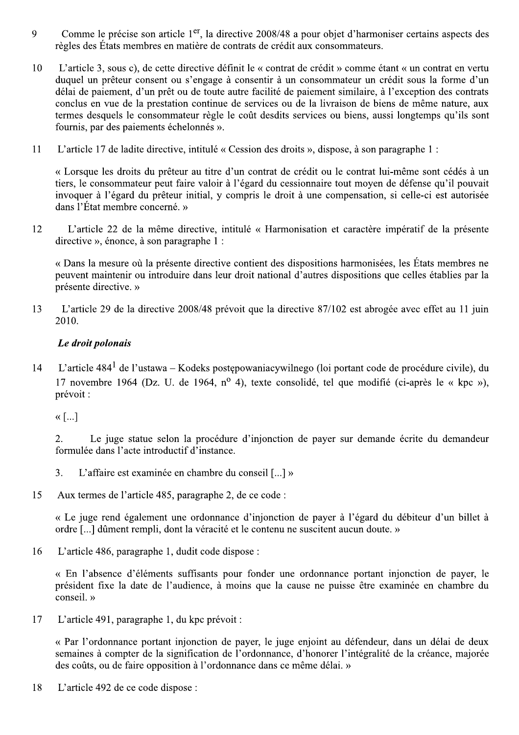9 Comme le précise son article 1er, la directive 2008/48 a pour objet d'harmoniser certains aspects des règles des États membres en matière de contrats de crédit aux consommateurs.

10 L'article 3, sous c), de cette directive définit le « contrat de crédit » comme étant « un contrat en vertu duquel un prêteur consent ou s'engage à consentir à un consommateur un crédit sous la forme d'un délai de paiement, d'un prêt ou de toute autre facilité de paiement similaire, à l'exception des contrats conclus en vue de la prestation continue de services ou de la livraison de biens de même nature, aux termes desquels le consommateur règle le coût desdits services ou biens, aussi longtemps qu'ils sont fournis, par des paiements échelonnés ».

11 L'article 17 de ladite directive, intitulé « Cession des droits », dispose, à son paragraphe 1 :

« Lorsque les droits du prêteur au titre d'un contrat de crédit ou le contrat lui-même sont cédés à un tiers, le consommateur peut faire valoir à l'égard du cessionnaire tout moyen de défense qu'il pouvait invoquer à l'égard du prêteur initial, y compris le droit à une compensation, si celle-ci est autorisée dans l'État membre concerné. »

12 L'article 22 de la même directive, intitulé « Harmonisation et caractère impératif de la présente directive », énonce, à son paragraphe 1 :

« Dans la mesure où la présente directive contient des dispositions harmonisées, les États membres ne peuvent maintenir ou introduire dans leur droit national d'autres dispositions que celles établies par la présente directive. »

13 L'article 29 de la directive 2008/48 prévoit que la directive 87/102 est abrogée avec effet au 11 juin 2010.

*Le droit polonais*

14 L'article 484[1] de l'ustawa – Kodeks postępowaniacywilnego (loi portant code de procédure civile), du 17 novembre 1964 (Dz. U. de 1964, n° 4), texte consolidé, tel que modifié (ci-après le « kpc »), prévoit :

« [...]

2. Le juge statue selon la procédure d'injonction de payer sur demande écrite du demandeur formulée dans l'acte introductif d'instance.

3. L'affaire est examinée en chambre du conseil [...] »

15 Aux termes de l'article 485, paragraphe 2, de ce code :

« Le juge rend également une ordonnance d'injonction de payer à l'égard du débiteur d'un billet à ordre [...] dûment rempli, dont la véracité et le contenu ne suscitent aucun doute. »

16 L'article 486, paragraphe 1, dudit code dispose :

« En l'absence d'éléments suffisants pour fonder une ordonnance portant injonction de payer, le président fixe la date de l'audience, à moins que la cause ne puisse être examinée en chambre du conseil. »

17 L'article 491, paragraphe 1, du kpc prévoit :

« Par l'ordonnance portant injonction de payer, le juge enjoint au défendeur, dans un délai de deux semaines à compter de la signification de l'ordonnance, d'honorer l'intégralité de la créance, majorée des coûts, ou de faire opposition à l'ordonnance dans ce même délai. »

18 L'article 492 de ce code dispose :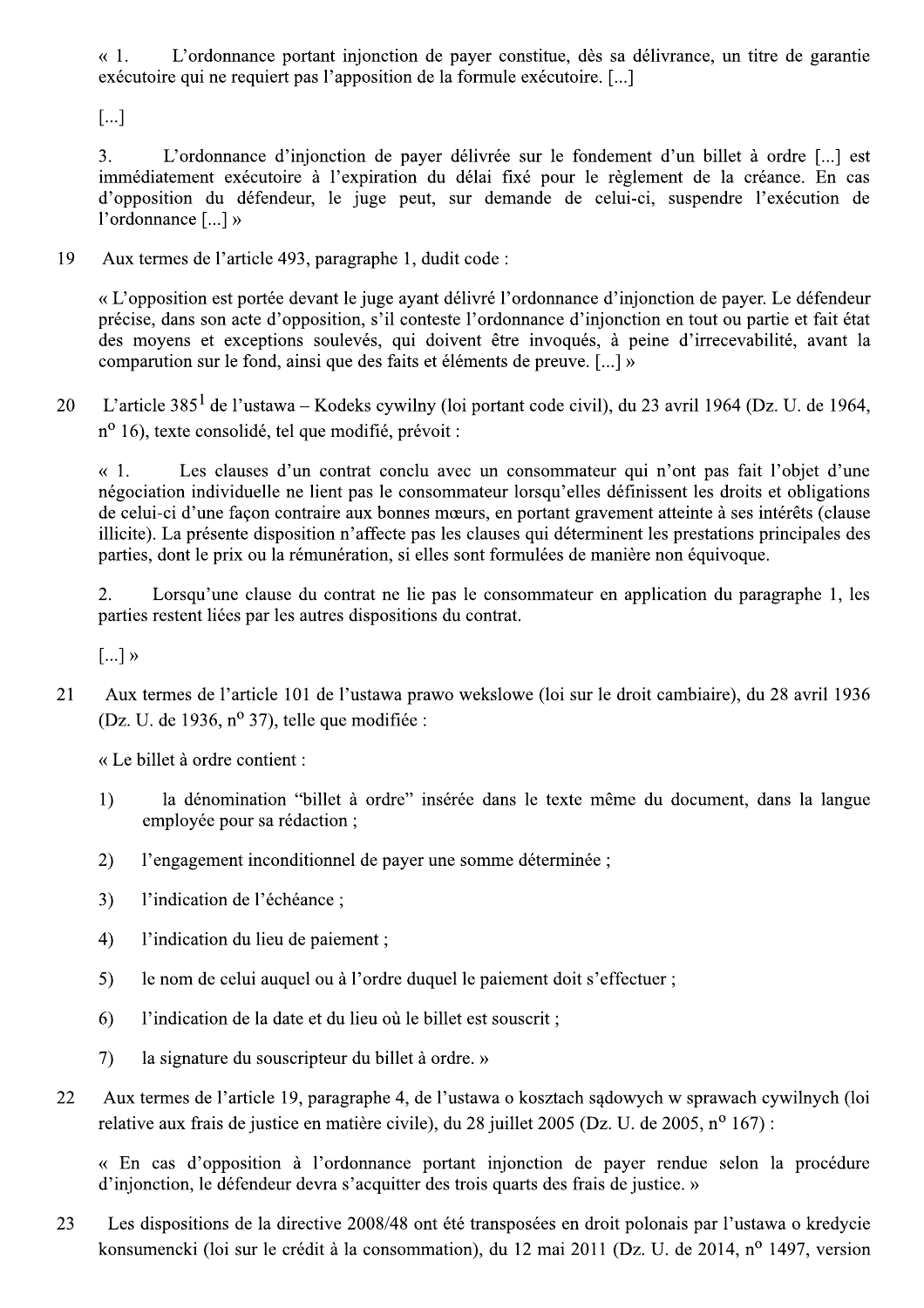« 1. L'ordonnance portant injonction de payer constitue, dès sa délivrance, un titre de garantie exécutoire qui ne requiert pas l'apposition de la formule exécutoire. [...]

[...]

3. L'ordonnance d'injonction de payer délivrée sur le fondement d'un billet à ordre [...] est immédiatement exécutoire à l'expiration du délai fixé pour le règlement de la créance. En cas d'opposition du défendeur, le juge peut, sur demande de celui-ci, suspendre l'exécution de l'ordonnance [...] »

19 Aux termes de l'article 493, paragraphe 1, dudit code :

« L'opposition est portée devant le juge ayant délivré l'ordonnance d'injonction de payer. Le défendeur précise, dans son acte d'opposition, s'il conteste l'ordonnance d'injonction en tout ou partie et fait état des moyens et exceptions soulevés, qui doivent être invoqués, à peine d'irrecevabilité, avant la comparution sur le fond, ainsi que des faits et éléments de preuve. [...] »

20 L'article 385[1] de l'ustawa – Kodeks cywilny (loi portant code civil), du 23 avril 1964 (Dz. U. de 1964, n° 16), texte consolidé, tel que modifié, prévoit :

« 1. Les clauses d'un contrat conclu avec un consommateur qui n'ont pas fait l'objet d'une négociation individuelle ne lient pas le consommateur lorsqu'elles définissent les droits et obligations de celui-ci d'une façon contraire aux bonnes mœurs, en portant gravement atteinte à ses intérêts (clause illicite). La présente disposition n'affecte pas les clauses qui déterminent les prestations principales des parties, dont le prix ou la rémunération, si elles sont formulées de manière non équivoque.

2. Lorsqu'une clause du contrat ne lie pas le consommateur en application du paragraphe 1, les parties restent liées par les autres dispositions du contrat.

[...] »

21 Aux termes de l'article 101 de l'ustawa prawo wekslowe (loi sur le droit cambiaire), du 28 avril 1936 (Dz. U. de 1936, n° 37), telle que modifiée :

« Le billet à ordre contient :

1) la dénomination "billet à ordre" insérée dans le texte même du document, dans la langue employée pour sa rédaction ;

2) l'engagement inconditionnel de payer une somme déterminée ;

3) l'indication de l'échéance ;

4) l'indication du lieu de paiement ;

5) le nom de celui auquel ou à l'ordre duquel le paiement doit s'effectuer ;

6) l'indication de la date et du lieu où le billet est souscrit ;

7) la signature du souscripteur du billet à ordre. »

22 Aux termes de l'article 19, paragraphe 4, de l'ustawa o kosztach sądowych w sprawach cywilnych (loi relative aux frais de justice en matière civile), du 28 juillet 2005 (Dz. U. de 2005, n° 167) :

« En cas d'opposition à l'ordonnance portant injonction de payer rendue selon la procédure d'injonction, le défendeur devra s'acquitter des trois quarts des frais de justice. »

23 Les dispositions de la directive 2008/48 ont été transposées en droit polonais par l'ustawa o kredycie konsumenckim (loi sur le crédit à la consommation), du 12 mai 2011 (Dz. U. de 2014, n° 1497, version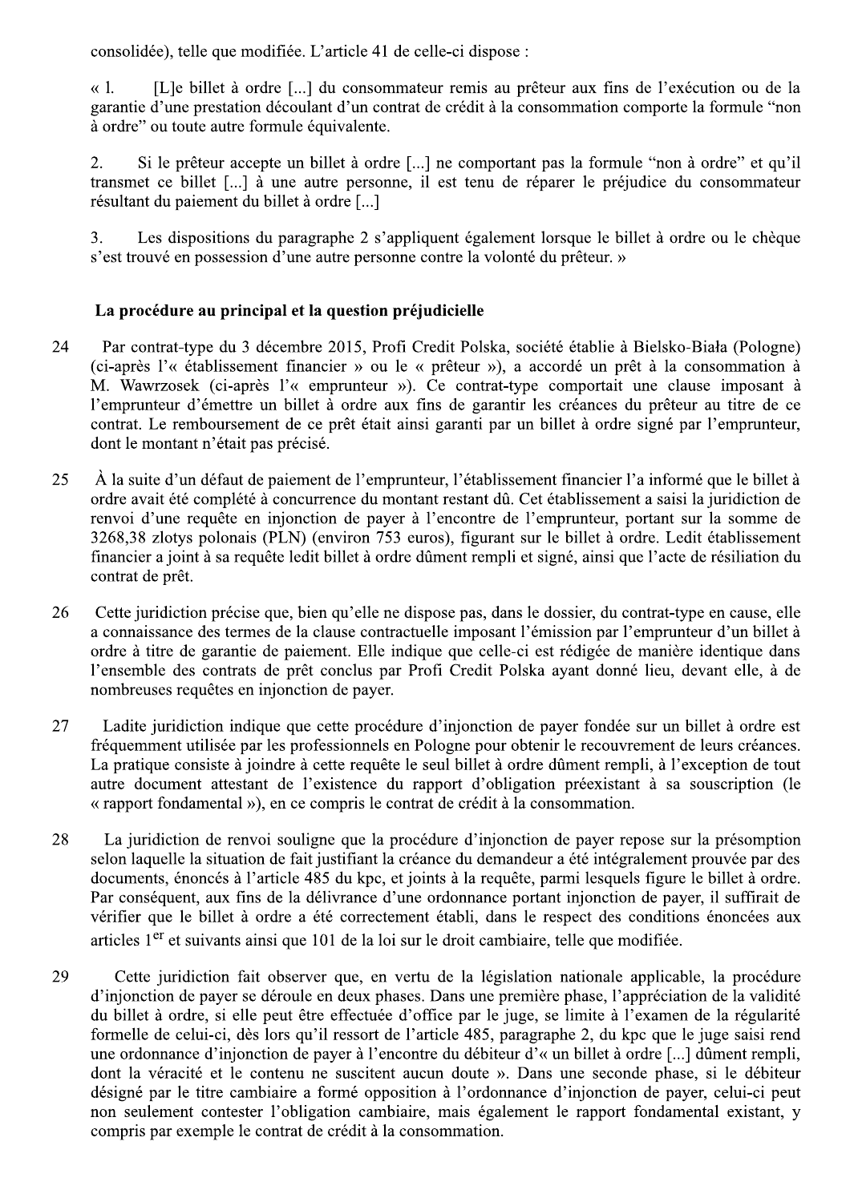consolidée), telle que modifiée. L'article 41 de celle-ci dispose :

« 1. [L]e billet à ordre [...] du consommateur remis au prêteur aux fins de l'exécution ou de la garantie d'une prestation découlant d'un contrat de crédit à la consommation comporte la formule "non à ordre" ou toute autre formule équivalente.

2. Si le prêteur accepte un billet à ordre [...] ne comportant pas la formule "non à ordre" et qu'il transmet ce billet [...] à une autre personne, il est tenu de réparer le préjudice du consommateur résultant du paiement du billet à ordre [...]

3. Les dispositions du paragraphe 2 s'appliquent également lorsque le billet à ordre ou le chèque s'est trouvé en possession d'une autre personne contre la volonté du prêteur. »

### La procédure au principal et la question préjudicielle

24 Par contrat-type du 3 décembre 2015, Profi Credit Polska, société établie à Bielsko-Biała (Pologne) (ci-après l'« établissement financier » ou le « prêteur »), a accordé un prêt à la consommation à M. Wawrzosek (ci-après l'« emprunteur »). Ce contrat-type comportait une clause imposant à l'emprunteur d'émettre un billet à ordre aux fins de garantir les créances du prêteur au titre de ce contrat. Le remboursement de ce prêt était ainsi garanti par un billet à ordre signé par l'emprunteur, dont le montant n'était pas précisé.

25 À la suite d'un défaut de paiement de l'emprunteur, l'établissement financier l'a informé que le billet à ordre avait été complété à concurrence du montant restant dû. Cet établissement a saisi la juridiction de renvoi d'une requête en injonction de payer à l'encontre de l'emprunteur, portant sur la somme de 3268,38 zlotys polonais (PLN) (environ 753 euros), figurant sur le billet à ordre. Ledit établissement financier a joint à sa requête ledit billet à ordre dûment rempli et signé, ainsi que l'acte de résiliation du contrat de prêt.

26 Cette juridiction précise que, bien qu'elle ne dispose pas, dans le dossier, du contrat-type en cause, elle a connaissance des termes de la clause contractuelle imposant l'émission par l'emprunteur d'un billet à ordre à titre de garantie de paiement. Elle indique que celle-ci est rédigée de manière identique dans l'ensemble des contrats de prêt conclus par Profi Credit Polska ayant donné lieu, devant elle, à de nombreuses requêtes en injonction de payer.

27 Ladite juridiction indique que cette procédure d'injonction de payer fondée sur un billet à ordre est fréquemment utilisée par les professionnels en Pologne pour obtenir le recouvrement de leurs créances. La pratique consiste à joindre à cette requête le seul billet à ordre dûment rempli, à l'exception de tout autre document attestant de l'existence du rapport d'obligation préexistant à sa souscription (le « rapport fondamental »), en ce compris le contrat de crédit à la consommation.

28 La juridiction de renvoi souligne que la procédure d'injonction de payer repose sur la présomption selon laquelle la situation de fait justifiant la créance du demandeur a été intégralement prouvée par des documents, énoncés à l'article 485 du kpc, et joints à la requête, parmi lesquels figure le billet à ordre. Par conséquent, aux fins de la délivrance d'une ordonnance portant injonction de payer, il suffirait de vérifier que le billet à ordre a été correctement établi, dans le respect des conditions énoncées aux articles 1er et suivants ainsi que 101 de la loi sur le droit cambiaire, telle que modifiée.

29 Cette juridiction fait observer que, en vertu de la législation nationale applicable, la procédure d'injonction de payer se déroule en deux phases. Dans une première phase, l'appréciation de la validité du billet à ordre, si elle peut être effectuée d'office par le juge, se limite à l'examen de la régularité formelle de celui-ci, dès lors qu'il ressort de l'article 485, paragraphe 2, du kpc que le juge saisi rend une ordonnance d'injonction de payer à l'encontre du débiteur d'« un billet à ordre [...] dûment rempli, dont la véracité et le contenu ne suscitent aucun doute ». Dans une seconde phase, si le débiteur désigné par le titre cambiaire a formé opposition à l'ordonnance d'injonction de payer, celui-ci peut non seulement contester l'obligation cambiaire, mais également le rapport fondamental existant, y compris par exemple le contrat de crédit à la consommation.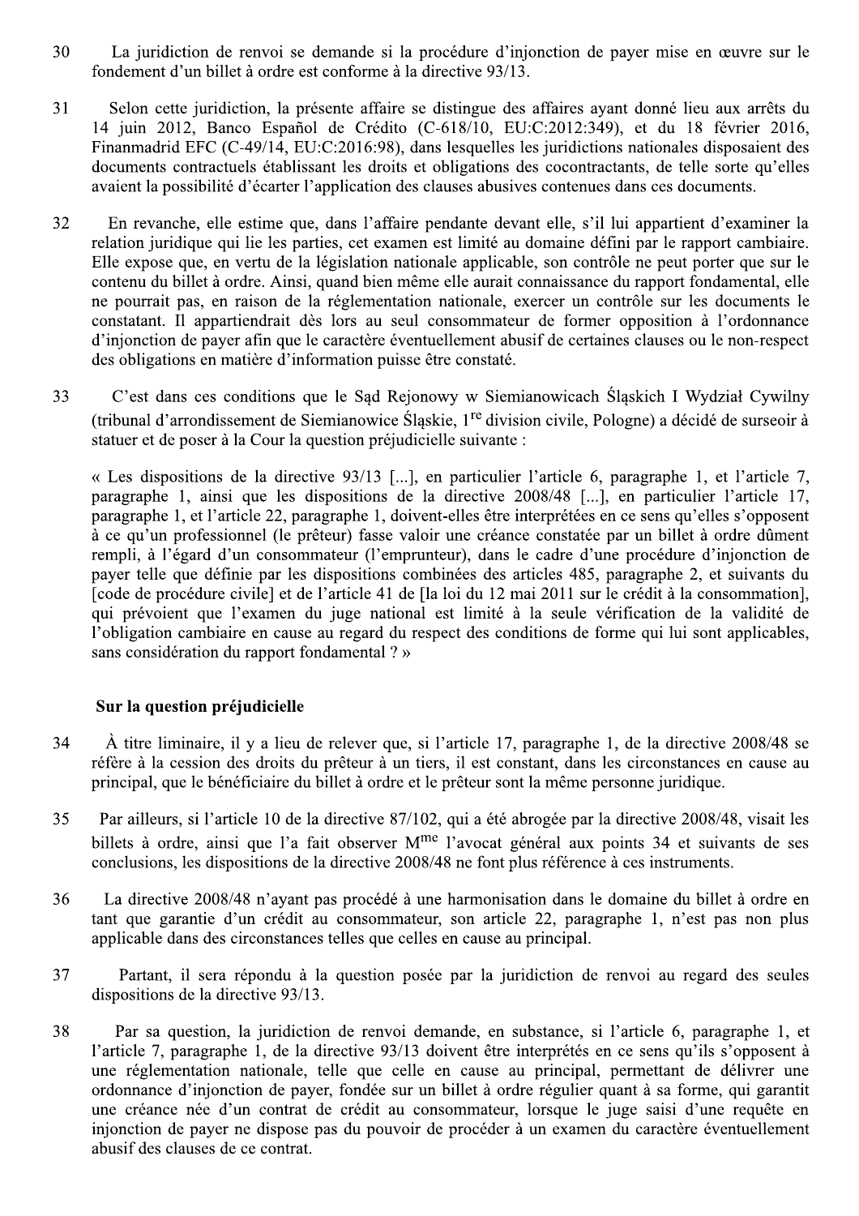30 La juridiction de renvoi se demande si la procédure d'injonction de payer mise en œuvre sur le fondement d'un billet à ordre est conforme à la directive 93/13.

31 Selon cette juridiction, la présente affaire se distingue des affaires ayant donné lieu aux arrêts du 14 juin 2012, Banco Español de Crédito (C-618/10, EU:C:2012:349), et du 18 février 2016, Finanmadrid EFC (C-49/14, EU:C:2016:98), dans lesquelles les juridictions nationales disposaient des documents contractuels établissant les droits et obligations des cocontractants, de telle sorte qu'elles avaient la possibilité d'écarter l'application des clauses abusives contenues dans ces documents.

32 En revanche, elle estime que, dans l'affaire pendante devant elle, s'il lui appartient d'examiner la relation juridique qui lie les parties, cet examen est limité au domaine défini par le rapport cambiaire. Elle expose que, en vertu de la législation nationale applicable, son contrôle ne peut porter que sur le contenu du billet à ordre. Ainsi, quand bien même elle aurait connaissance du rapport fondamental, elle ne pourrait pas, en raison de la réglementation nationale, exercer un contrôle sur les documents le constatant. Il appartiendrait dès lors au seul consommateur de former opposition à l'ordonnance d'injonction de payer afin que le caractère éventuellement abusif de certaines clauses ou le non-respect des obligations en matière d'information puisse être constaté.

33 C'est dans ces conditions que le Sąd Rejonowy w Siemianowicach Śląskich I Wydział Cywilny (tribunal d'arrondissement de Siemianowice Śląskie, 1re division civile, Pologne) a décidé de surseoir à statuer et de poser à la Cour la question préjudicielle suivante :

« Les dispositions de la directive 93/13 [...], en particulier l'article 6, paragraphe 1, et l'article 7, paragraphe 1, ainsi que les dispositions de la directive 2008/48 [...], en particulier l'article 17, paragraphe 1, et l'article 22, paragraphe 1, doivent-elles être interprétées en ce sens qu'elles s'opposent à ce qu'un professionnel (le prêteur) fasse valoir une créance constatée par un billet à ordre dûment rempli, à l'égard d'un consommateur (l'emprunteur), dans le cadre d'une procédure d'injonction de payer telle que définie par les dispositions combinées des articles 485, paragraphe 2, et suivants du [code de procédure civile] et de l'article 41 de [la loi du 12 mai 2011 sur le crédit à la consommation], qui prévoient que l'examen du juge national est limité à la seule vérification de la validité de l'obligation cambiaire en cause au regard du respect des conditions de forme qui lui sont applicables, sans considération du rapport fondamental ? »

## Sur la question préjudicielle

34 À titre liminaire, il y a lieu de relever que, si l'article 17, paragraphe 1, de la directive 2008/48 se réfère à la cession des droits du prêteur à un tiers, il est constant, dans les circonstances en cause au principal, que le bénéficiaire du billet à ordre et le prêteur sont la même personne juridique.

35 Par ailleurs, si l'article 10 de la directive 87/102, qui a été abrogée par la directive 2008/48, visait les billets à ordre, ainsi que l'a fait observer Mme l'avocat général aux points 34 et suivants de ses conclusions, les dispositions de la directive 2008/48 ne font plus référence à ces instruments.

36 La directive 2008/48 n'ayant pas procédé à une harmonisation dans le domaine du billet à ordre en tant que garantie d'un crédit au consommateur, son article 22, paragraphe 1, n'est pas non plus applicable dans des circonstances telles que celles en cause au principal.

37 Partant, il sera répondu à la question posée par la juridiction de renvoi au regard des seules dispositions de la directive 93/13.

38 Par sa question, la juridiction de renvoi demande, en substance, si l'article 6, paragraphe 1, et l'article 7, paragraphe 1, de la directive 93/13 doivent être interprétés en ce sens qu'ils s'opposent à une réglementation nationale, telle que celle en cause au principal, permettant de délivrer une ordonnance d'injonction de payer, fondée sur un billet à ordre régulier quant à sa forme, qui garantit une créance née d'un contrat de crédit au consommateur, lorsque le juge saisi d'une requête en injonction de payer ne dispose pas du pouvoir de procéder à un examen du caractère éventuellement abusif des clauses de ce contrat.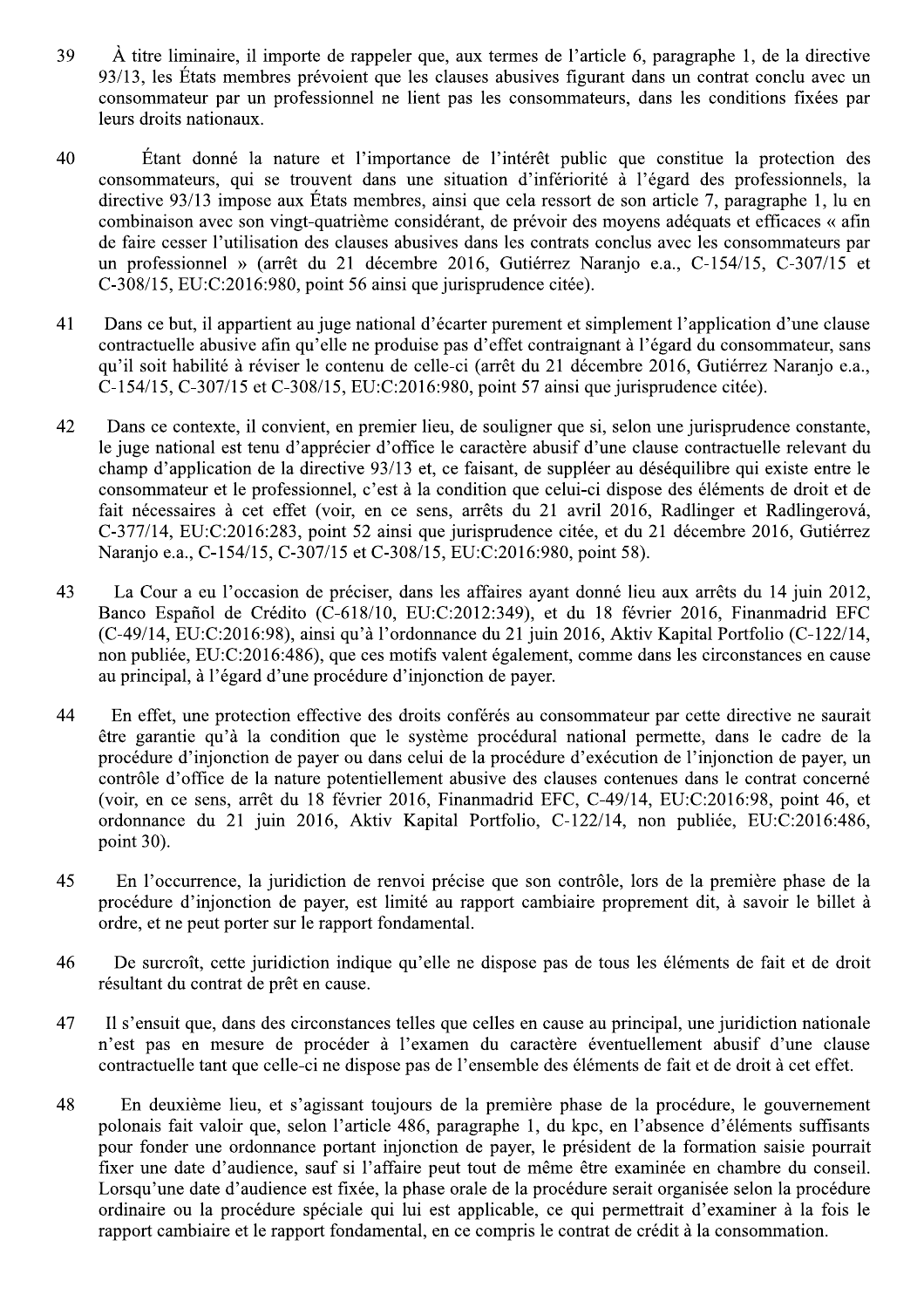39 À titre liminaire, il importe de rappeler que, aux termes de l'article 6, paragraphe 1, de la directive 93/13, les États membres prévoient que les clauses abusives figurant dans un contrat conclu avec un consommateur par un professionnel ne lient pas les consommateurs, dans les conditions fixées par leurs droits nationaux.

40 Étant donné la nature et l'importance de l'intérêt public que constitue la protection des consommateurs, qui se trouvent dans une situation d'infériorité à l'égard des professionnels, la directive 93/13 impose aux États membres, ainsi que cela ressort de son article 7, paragraphe 1, lu en combinaison avec son vingt-quatrième considérant, de prévoir des moyens adéquats et efficaces « afin de faire cesser l'utilisation des clauses abusives dans les contrats conclus avec les consommateurs par un professionnel » (arrêt du 21 décembre 2016, Gutiérrez Naranjo e.a., C-154/15, C-307/15 et C-308/15, EU:C:2016:980, point 56 ainsi que jurisprudence citée).

41 Dans ce but, il appartient au juge national d'écarter purement et simplement l'application d'une clause contractuelle abusive afin qu'elle ne produise pas d'effet contraignant à l'égard du consommateur, sans qu'il soit habilité à réviser le contenu de celle-ci (arrêt du 21 décembre 2016, Gutiérrez Naranjo e.a., C-154/15, C-307/15 et C-308/15, EU:C:2016:980, point 57 ainsi que jurisprudence citée).

42 Dans ce contexte, il convient, en premier lieu, de souligner que si, selon une jurisprudence constante, le juge national est tenu d'apprécier d'office le caractère abusif d'une clause contractuelle relevant du champ d'application de la directive 93/13 et, ce faisant, de suppléer au déséquilibre qui existe entre le consommateur et le professionnel, c'est à la condition que celui-ci dispose des éléments de droit et de fait nécessaires à cet effet (voir, en ce sens, arrêts du 21 avril 2016, Radlinger et Radlingerová, C-377/14, EU:C:2016:283, point 52 ainsi que jurisprudence citée, et du 21 décembre 2016, Gutiérrez Naranjo e.a., C-154/15, C-307/15 et C-308/15, EU:C:2016:980, point 58).

43 La Cour a eu l'occasion de préciser, dans les affaires ayant donné lieu aux arrêts du 14 juin 2012, Banco Español de Crédito (C-618/10, EU:C:2012:349), et du 18 février 2016, Finanmadrid EFC (C-49/14, EU:C:2016:98), ainsi qu'à l'ordonnance du 21 juin 2016, Aktiv Kapital Portfolio (C-122/14, non publiée, EU:C:2016:486), que ces motifs valent également, comme dans les circonstances en cause au principal, à l'égard d'une procédure d'injonction de payer.

44 En effet, une protection effective des droits conférés au consommateur par cette directive ne saurait être garantie qu'à la condition que le système procédural national permette, dans le cadre de la procédure d'injonction de payer ou dans celui de la procédure d'exécution de l'injonction de payer, un contrôle d'office de la nature potentiellement abusive des clauses contenues dans le contrat concerné (voir, en ce sens, arrêt du 18 février 2016, Finanmadrid EFC, C-49/14, EU:C:2016:98, point 46, et ordonnance du 21 juin 2016, Aktiv Kapital Portfolio, C-122/14, non publiée, EU:C:2016:486, point 30).

45 En l'occurrence, la juridiction de renvoi précise que son contrôle, lors de la première phase de la procédure d'injonction de payer, est limité au rapport cambiaire proprement dit, à savoir le billet à ordre, et ne peut porter sur le rapport fondamental.

46 De surcroît, cette juridiction indique qu'elle ne dispose pas de tous les éléments de fait et de droit résultant du contrat de prêt en cause.

47 Il s'ensuit que, dans des circonstances telles que celles en cause au principal, une juridiction nationale n'est pas en mesure de procéder à l'examen du caractère éventuellement abusif d'une clause contractuelle tant que celle-ci ne dispose pas de l'ensemble des éléments de fait et de droit à cet effet.

48 En deuxième lieu, et s'agissant toujours de la première phase de la procédure, le gouvernement polonais fait valoir que, selon l'article 486, paragraphe 1, du kpc, en l'absence d'éléments suffisants pour fonder une ordonnance portant injonction de payer, le président de la formation saisie pourrait fixer une date d'audience, sauf si l'affaire peut tout de même être examinée en chambre du conseil. Lorsqu'une date d'audience est fixée, la phase orale de la procédure serait organisée selon la procédure ordinaire ou la procédure spéciale qui lui est applicable, ce qui permettrait d'examiner à la fois le rapport cambiaire et le rapport fondamental, en ce compris le contrat de crédit à la consommation.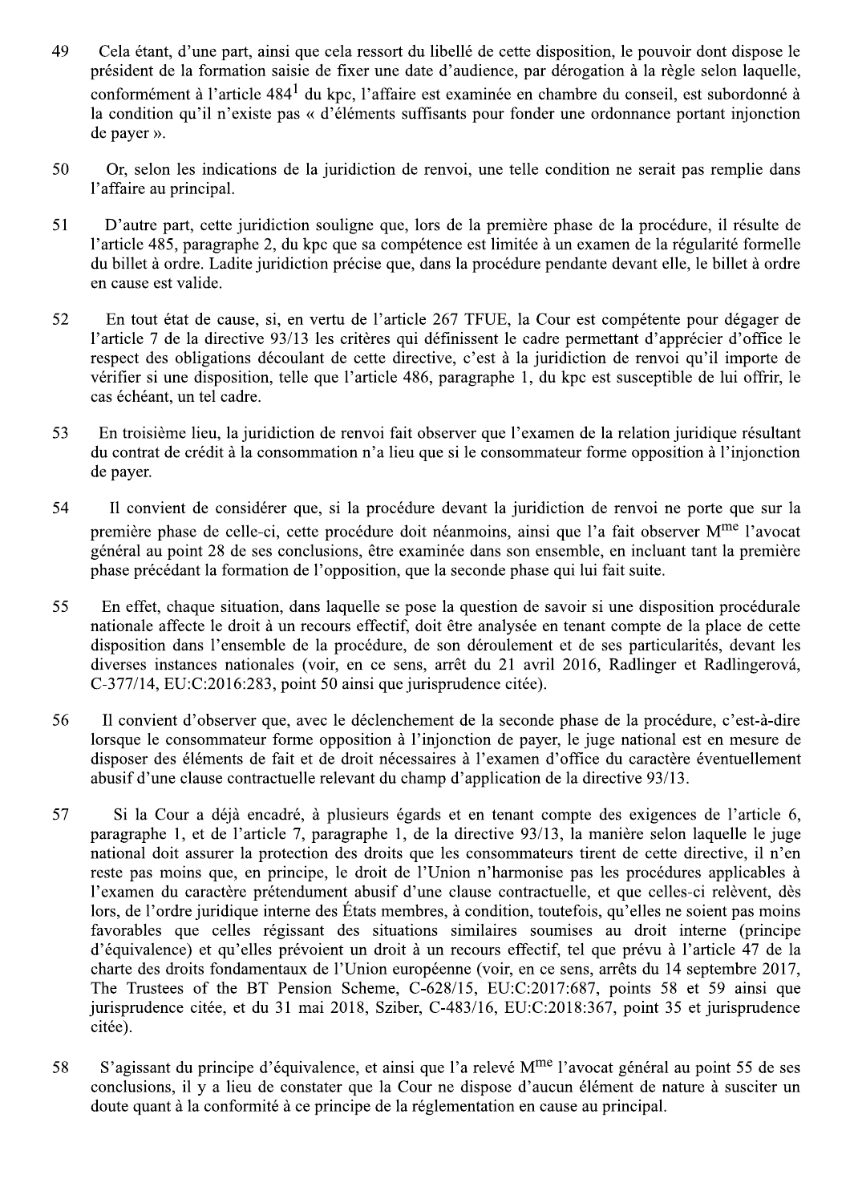49 Cela étant, d'une part, ainsi que cela ressort du libellé de cette disposition, le pouvoir dont dispose le président de la formation saisie de fixer une date d'audience, par dérogation à la règle selon laquelle, conformément à l'article 484[1] du kpc, l'affaire est examinée en chambre du conseil, est subordonné à la condition qu'il n'existe pas « d'éléments suffisants pour fonder une ordonnance portant injonction de payer ».

50 Or, selon les indications de la juridiction de renvoi, une telle condition ne serait pas remplie dans l'affaire au principal.

51 D'autre part, cette juridiction souligne que, lors de la première phase de la procédure, il résulte de l'article 485, paragraphe 2, du kpc que sa compétence est limitée à un examen de la régularité formelle du billet à ordre. Ladite juridiction précise que, dans la procédure pendante devant elle, le billet à ordre en cause est valide.

52 En tout état de cause, si, en vertu de l'article 267 TFUE, la Cour est compétente pour dégager de l'article 7 de la directive 93/13 les critères qui définissent le cadre permettant d'apprécier d'office le respect des obligations découlant de cette directive, c'est à la juridiction de renvoi qu'il importe de vérifier si une disposition, telle que l'article 486, paragraphe 1, du kpc est susceptible de lui offrir, le cas échéant, un tel cadre.

53 En troisième lieu, la juridiction de renvoi fait observer que l'examen de la relation juridique résultant du contrat de crédit à la consommation n'a lieu que si le consommateur forme opposition à l'injonction de payer.

54 Il convient de considérer que, si la procédure devant la juridiction de renvoi ne porte que sur la première phase de celle-ci, cette procédure doit néanmoins, ainsi que l'a fait observer M^me^ l'avocat général au point 28 de ses conclusions, être examinée dans son ensemble, en incluant tant la première phase précédant la formation de l'opposition, que la seconde phase qui lui fait suite.

55 En effet, chaque situation, dans laquelle se pose la question de savoir si une disposition procédurale nationale affecte le droit à un recours effectif, doit être analysée en tenant compte de la place de cette disposition dans l'ensemble de la procédure, de son déroulement et de ses particularités, devant les diverses instances nationales (voir, en ce sens, arrêt du 21 avril 2016, Radlinger et Radlingerová, C-377/14, EU:C:2016:283, point 50 ainsi que jurisprudence citée).

56 Il convient d'observer que, avec le déclenchement de la seconde phase de la procédure, c'est-à-dire lorsque le consommateur forme opposition à l'injonction de payer, le juge national est en mesure de disposer des éléments de fait et de droit nécessaires à l'examen d'office du caractère éventuellement abusif d'une clause contractuelle relevant du champ d'application de la directive 93/13.

57 Si la Cour a déjà encadré, à plusieurs égards et en tenant compte des exigences de l'article 6, paragraphe 1, et de l'article 7, paragraphe 1, de la directive 93/13, la manière selon laquelle le juge national doit assurer la protection des droits que les consommateurs tirent de cette directive, il n'en reste pas moins que, en principe, le droit de l'Union n'harmonise pas les procédures applicables à l'examen du caractère prétendument abusif d'une clause contractuelle, et que celles-ci relèvent, dès lors, de l'ordre juridique interne des États membres, à condition, toutefois, qu'elles ne soient pas moins favorables que celles régissant des situations similaires soumises au droit interne (principe d'équivalence) et qu'elles prévoient un droit à un recours effectif, tel que prévu à l'article 47 de la charte des droits fondamentaux de l'Union européenne (voir, en ce sens, arrêts du 14 septembre 2017, The Trustees of the BT Pension Scheme, C-628/15, EU:C:2017:687, points 58 et 59 ainsi que jurisprudence citée, et du 31 mai 2018, Sziber, C-483/16, EU:C:2018:367, point 35 et jurisprudence citée).

58 S'agissant du principe d'équivalence, et ainsi que l'a relevé M^me^ l'avocat général au point 55 de ses conclusions, il y a lieu de constater que la Cour ne dispose d'aucun élément de nature à susciter un doute quant à la conformité à ce principe de la réglementation en cause au principal.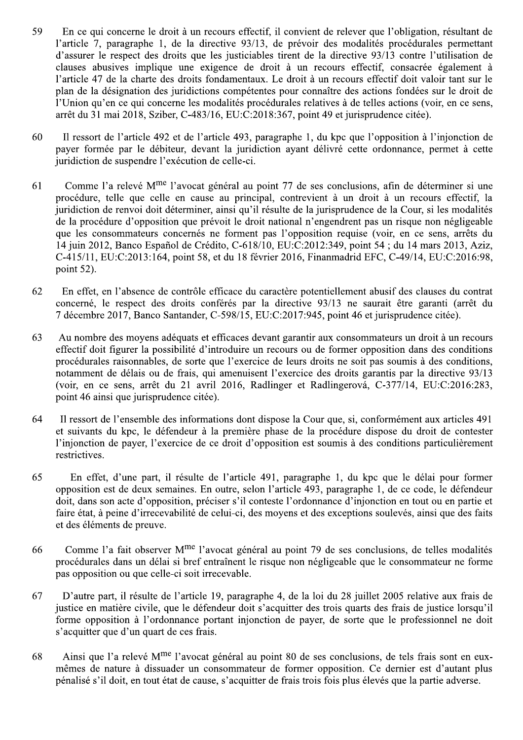59 En ce qui concerne le droit à un recours effectif, il convient de relever que l'obligation, résultant de l'article 7, paragraphe 1, de la directive 93/13, de prévoir des modalités procédurales permettant d'assurer le respect des droits que les justiciables tirent de la directive 93/13 contre l'utilisation de clauses abusives implique une exigence de droit à un recours effectif, consacrée également à l'article 47 de la charte des droits fondamentaux. Le droit à un recours effectif doit valoir tant sur le plan de la désignation des juridictions compétentes pour connaître des actions fondées sur le droit de l'Union qu'en ce qui concerne les modalités procédurales relatives à de telles actions (voir, en ce sens, arrêt du 31 mai 2018, Sziber, C-483/16, EU:C:2018:367, point 49 et jurisprudence citée).

60 Il ressort de l'article 492 et de l'article 493, paragraphe 1, du kpc que l'opposition à l'injonction de payer formée par le débiteur, devant la juridiction ayant délivré cette ordonnance, permet à cette juridiction de suspendre l'exécution de celle-ci.

61 Comme l'a relevé M[me] l'avocat général au point 77 de ses conclusions, afin de déterminer si une procédure, telle que celle en cause au principal, contrevient à un droit à un recours effectif, la juridiction de renvoi doit déterminer, ainsi qu'il résulte de la jurisprudence de la Cour, si les modalités de la procédure d'opposition que prévoit le droit national n'engendrent pas un risque non négligeable que les consommateurs concernés ne forment pas l'opposition requise (voir, en ce sens, arrêts du 14 juin 2012, Banco Español de Crédito, C-618/10, EU:C:2012:349, point 54 ; du 14 mars 2013, Aziz, C-415/11, EU:C:2013:164, point 58, et du 18 février 2016, Finanmadrid EFC, C-49/14, EU:C:2016:98, point 52).

62 En effet, en l'absence de contrôle efficace du caractère potentiellement abusif des clauses du contrat concerné, le respect des droits conférés par la directive 93/13 ne saurait être garanti (arrêt du 7 décembre 2017, Banco Santander, C-598/15, EU:C:2017:945, point 46 et jurisprudence citée).

63 Au nombre des moyens adéquats et efficaces devant garantir aux consommateurs un droit à un recours effectif doit figurer la possibilité d'introduire un recours ou de former opposition dans des conditions procédurales raisonnables, de sorte que l'exercice de leurs droits ne soit pas soumis à des conditions, notamment de délais ou de frais, qui amenuisent l'exercice des droits garantis par la directive 93/13 (voir, en ce sens, arrêt du 21 avril 2016, Radlinger et Radlingerová, C-377/14, EU:C:2016:283, point 46 ainsi que jurisprudence citée).

64 Il ressort de l'ensemble des informations dont dispose la Cour que, si, conformément aux articles 491 et suivants du kpc, le défendeur à la première phase de la procédure dispose du droit de contester l'injonction de payer, l'exercice de ce droit d'opposition est soumis à des conditions particulièrement restrictives.

65 En effet, d'une part, il résulte de l'article 491, paragraphe 1, du kpc que le délai pour former opposition est de deux semaines. En outre, selon l'article 493, paragraphe 1, de ce code, le défendeur doit, dans son acte d'opposition, préciser s'il conteste l'ordonnance d'injonction en tout ou en partie et faire état, à peine d'irrecevabilité de celui-ci, des moyens et des exceptions soulevés, ainsi que des faits et des éléments de preuve.

66 Comme l'a fait observer M[me] l'avocat général au point 79 de ses conclusions, de telles modalités procédurales dans un délai si bref entraînent le risque non négligeable que le consommateur ne forme pas opposition ou que celle-ci soit irrecevable.

67 D'autre part, il résulte de l'article 19, paragraphe 4, de la loi du 28 juillet 2005 relative aux frais de justice en matière civile, que le défendeur doit s'acquitter des trois quarts des frais de justice lorsqu'il forme opposition à l'ordonnance portant injonction de payer, de sorte que le professionnel ne doit s'acquitter que d'un quart de ces frais.

68 Ainsi que l'a relevé M[me] l'avocat général au point 80 de ses conclusions, de tels frais sont en eux-mêmes de nature à dissuader un consommateur de former opposition. Ce dernier est d'autant plus pénalisé s'il doit, en tout état de cause, s'acquitter de frais trois fois plus élevés que la partie adverse.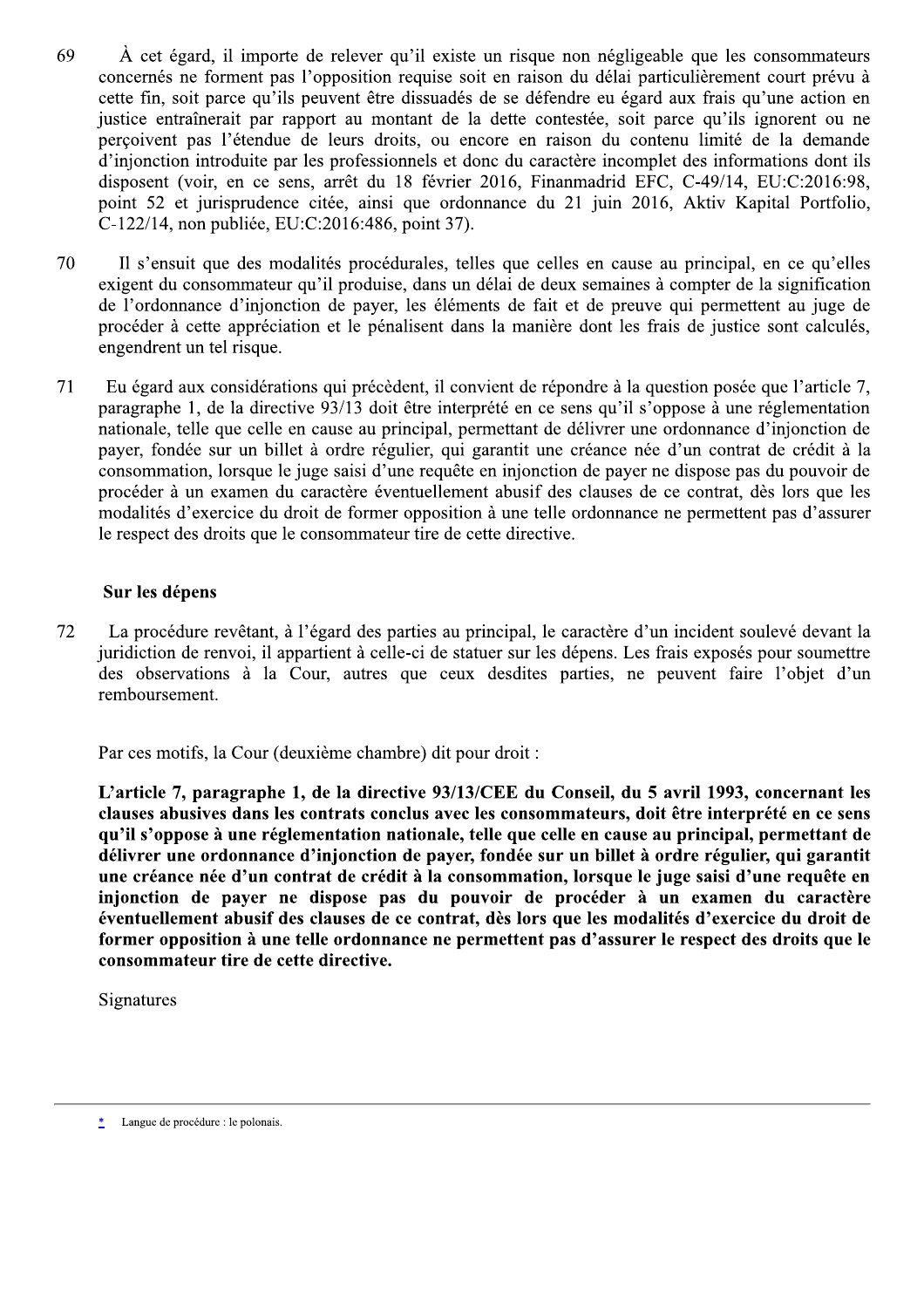69 À cet égard, il importe de relever qu'il existe un risque non négligeable que les consommateurs concernés ne forment pas l'opposition requise soit en raison du délai particulièrement court prévu à cette fin, soit parce qu'ils peuvent être dissuadés de se défendre eu égard aux frais qu'une action en justice entraînerait par rapport au montant de la dette contestée, soit parce qu'ils ignorent ou ne perçoivent pas l'étendue de leurs droits, ou encore en raison du contenu limité de la demande d'injonction introduite par les professionnels et donc du caractère incomplet des informations dont ils disposent (voir, en ce sens, arrêt du 18 février 2016, Finanmadrid EFC, C-49/14, EU:C:2016:98, point 52 et jurisprudence citée, ainsi que ordonnance du 21 juin 2016, Aktiv Kapital Portfolio, C-122/14, non publiée, EU:C:2016:486, point 37).

70 Il s'ensuit que des modalités procédurales, telles que celles en cause au principal, en ce qu'elles exigent du consommateur qu'il produise, dans un délai de deux semaines à compter de la signification de l'ordonnance d'injonction de payer, les éléments de fait et de preuve qui permettent au juge de procéder à cette appréciation et le pénalisent dans la manière dont les frais de justice sont calculés, engendrent un tel risque.

71 Eu égard aux considérations qui précèdent, il convient de répondre à la question posée que l'article 7, paragraphe 1, de la directive 93/13 doit être interprété en ce sens qu'il s'oppose à une réglementation nationale, telle que celle en cause au principal, permettant de délivrer une ordonnance d'injonction de payer, fondée sur un billet à ordre régulier, qui garantit une créance née d'un contrat de crédit à la consommation, lorsque le juge saisi d'une requête en injonction de payer ne dispose pas du pouvoir de procéder à un examen du caractère éventuellement abusif des clauses de ce contrat, dès lors que les modalités d'exercice du droit de former opposition à une telle ordonnance ne permettent pas d'assurer le respect des droits que le consommateur tire de cette directive.

## Sur les dépens

72 La procédure revêtant, à l'égard des parties au principal, le caractère d'un incident soulevé devant la juridiction de renvoi, il appartient à celle-ci de statuer sur les dépens. Les frais exposés pour soumettre des observations à la Cour, autres que ceux desdites parties, ne peuvent faire l'objet d'un remboursement.

Par ces motifs, la Cour (deuxième chambre) dit pour droit :

**L'article 7, paragraphe 1, de la directive 93/13/CEE du Conseil, du 5 avril 1993, concernant les clauses abusives dans les contrats conclus avec les consommateurs, doit être interprété en ce sens qu'il s'oppose à une réglementation nationale, telle que celle en cause au principal, permettant de délivrer une ordonnance d'injonction de payer, fondée sur un billet à ordre régulier, qui garantit une créance née d'un contrat de crédit à la consommation, lorsque le juge saisi d'une requête en injonction de payer ne dispose pas du pouvoir de procéder à un examen du caractère éventuellement abusif des clauses de ce contrat, dès lors que les modalités d'exercice du droit de former opposition à une telle ordonnance ne permettent pas d'assurer le respect des droits que le consommateur tire de cette directive.**

Signatures

---

[*] Langue de procédure : le polonais.